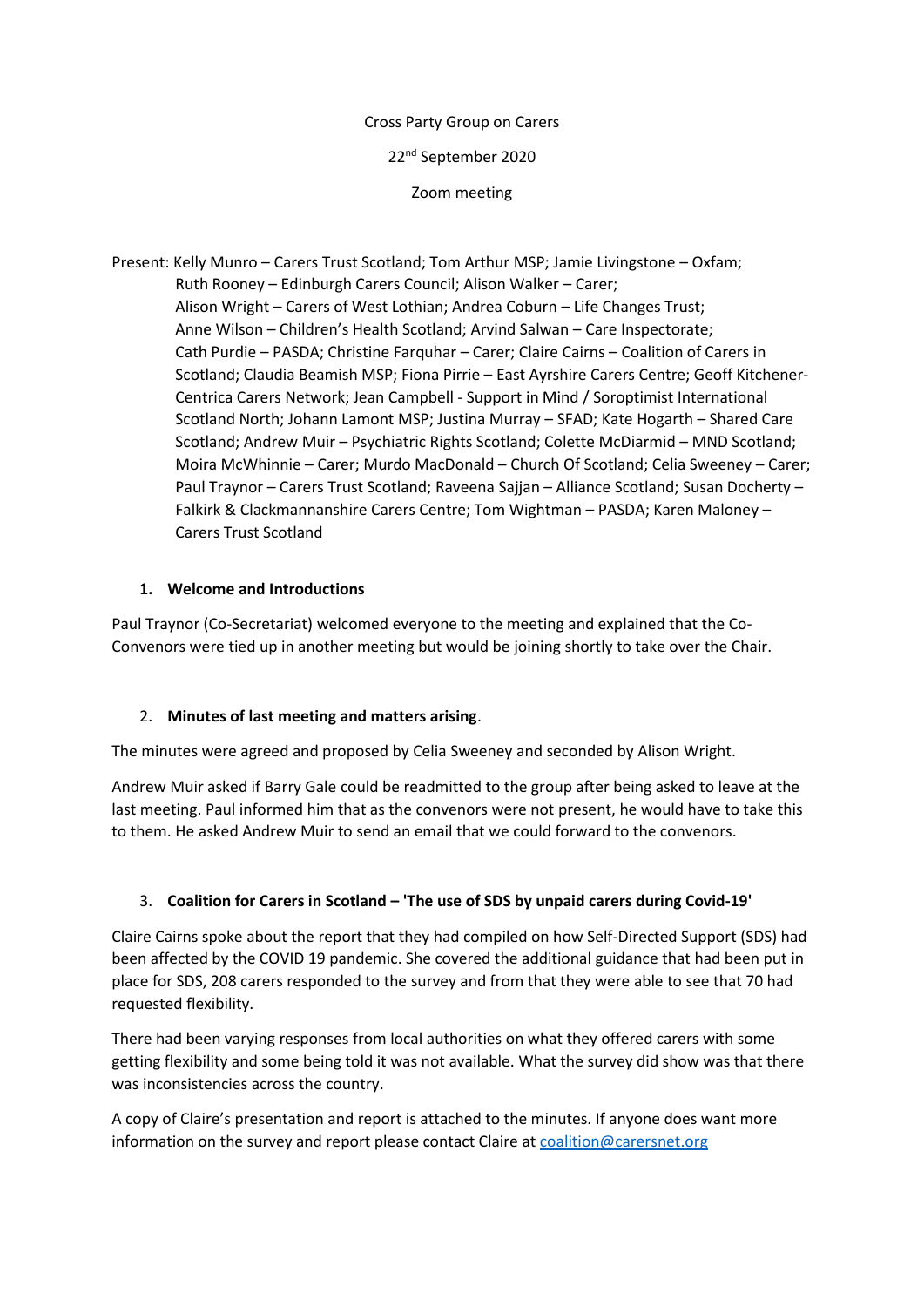Cross Party Group on Carers

22nd September 2020

Zoom meeting

Present: Kelly Munro – Carers Trust Scotland; Tom Arthur MSP; Jamie Livingstone – Oxfam; Ruth Rooney – Edinburgh Carers Council; Alison Walker – Carer; Alison Wright – Carers of West Lothian; Andrea Coburn – Life Changes Trust; Anne Wilson – Children's Health Scotland; Arvind Salwan – Care Inspectorate; Cath Purdie – PASDA; Christine Farquhar – Carer; Claire Cairns – Coalition of Carers in Scotland; Claudia Beamish MSP; Fiona Pirrie – East Ayrshire Carers Centre; Geoff Kitchener-Centrica Carers Network; Jean Campbell - Support in Mind / Soroptimist International Scotland North; Johann Lamont MSP; Justina Murray – SFAD; Kate Hogarth – Shared Care Scotland; Andrew Muir – Psychiatric Rights Scotland; Colette McDiarmid – MND Scotland; Moira McWhinnie – Carer; Murdo MacDonald – Church Of Scotland; Celia Sweeney – Carer; Paul Traynor – Carers Trust Scotland; Raveena Sajjan – Alliance Scotland; Susan Docherty – Falkirk & Clackmannanshire Carers Centre; Tom Wightman – PASDA; Karen Maloney – Carers Trust Scotland

1. **Welcome and Introductions**

Paul Traynor (Co-Secretariat) welcomed everyone to the meeting and explained that the Co-Convenors were tied up in another meeting but would be joining shortly to take over the Chair.

2. **Minutes of last meeting and matters arising**.

The minutes were agreed and proposed by Celia Sweeney and seconded by Alison Wright.

Andrew Muir asked if Barry Gale could be readmitted to the group after being asked to leave at the last meeting. Paul informed him that as the convenors were not present, he would have to take this to them. He asked Andrew Muir to send an email that we could forward to the convenors.

3. **Coalition for Carers in Scotland – 'The use of SDS by unpaid carers during Covid-19'**

Claire Cairns spoke about the report that they had compiled on how Self-Directed Support (SDS) had been affected by the COVID 19 pandemic. She covered the additional guidance that had been put in place for SDS, 208 carers responded to the survey and from that they were able to see that 70 had requested flexibility.

There had been varying responses from local authorities on what they offered carers with some getting flexibility and some being told it was not available. What the survey did show was that there was inconsistencies across the country.

A copy of Claire's presentation and report is attached to the minutes. If anyone does want more information on the survey and report please contact Claire at coalition@carersnet.org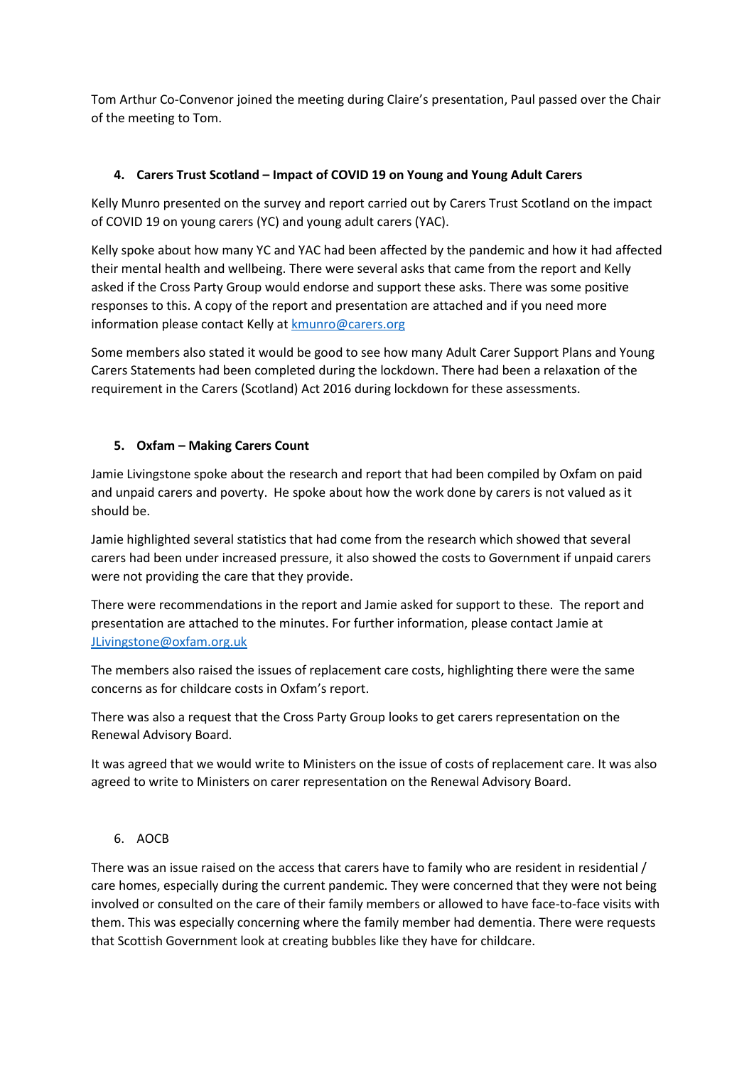Tom Arthur Co-Convenor joined the meeting during Claire's presentation, Paul passed over the Chair of the meeting to Tom.

## 4. Carers Trust Scotland – Impact of COVID 19 on Young and Young Adult Carers

Kelly Munro presented on the survey and report carried out by Carers Trust Scotland on the impact of COVID 19 on young carers (YC) and young adult carers (YAC).

Kelly spoke about how many YC and YAC had been affected by the pandemic and how it had affected their mental health and wellbeing. There were several asks that came from the report and Kelly asked if the Cross Party Group would endorse and support these asks. There was some positive responses to this. A copy of the report and presentation are attached and if you need more information please contact Kelly at kmunro@carers.org

Some members also stated it would be good to see how many Adult Carer Support Plans and Young Carers Statements had been completed during the lockdown. There had been a relaxation of the requirement in the Carers (Scotland) Act 2016 during lockdown for these assessments.

## 5. Oxfam – Making Carers Count

Jamie Livingstone spoke about the research and report that had been compiled by Oxfam on paid and unpaid carers and poverty. He spoke about how the work done by carers is not valued as it should be.

Jamie highlighted several statistics that had come from the research which showed that several carers had been under increased pressure, it also showed the costs to Government if unpaid carers were not providing the care that they provide.

There were recommendations in the report and Jamie asked for support to these. The report and presentation are attached to the minutes. For further information, please contact Jamie at JLivingstone@oxfam.org.uk

The members also raised the issues of replacement care costs, highlighting there were the same concerns as for childcare costs in Oxfam's report.

There was also a request that the Cross Party Group looks to get carers representation on the Renewal Advisory Board.

It was agreed that we would write to Ministers on the issue of costs of replacement care. It was also agreed to write to Ministers on carer representation on the Renewal Advisory Board.

## 6. AOCB

There was an issue raised on the access that carers have to family who are resident in residential / care homes, especially during the current pandemic. They were concerned that they were not being involved or consulted on the care of their family members or allowed to have face-to-face visits with them. This was especially concerning where the family member had dementia. There were requests that Scottish Government look at creating bubbles like they have for childcare.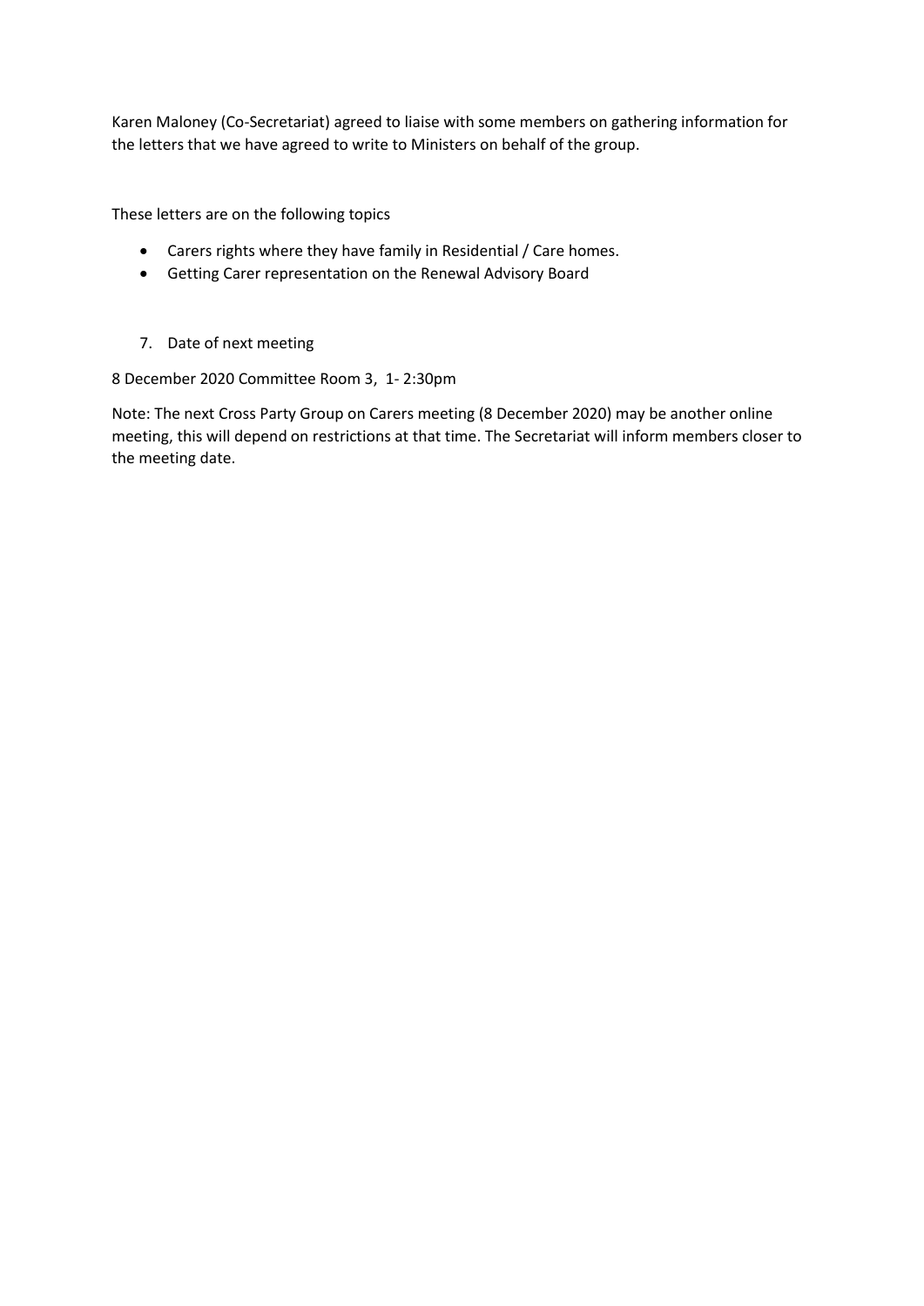Karen Maloney (Co-Secretariat) agreed to liaise with some members on gathering information for the letters that we have agreed to write to Ministers on behalf of the group.

These letters are on the following topics

- Carers rights where they have family in Residential / Care homes.
- Getting Carer representation on the Renewal Advisory Board

7. Date of next meeting

8 December 2020 Committee Room 3, 1- 2:30pm

Note: The next Cross Party Group on Carers meeting (8 December 2020) may be another online meeting, this will depend on restrictions at that time. The Secretariat will inform members closer to the meeting date.